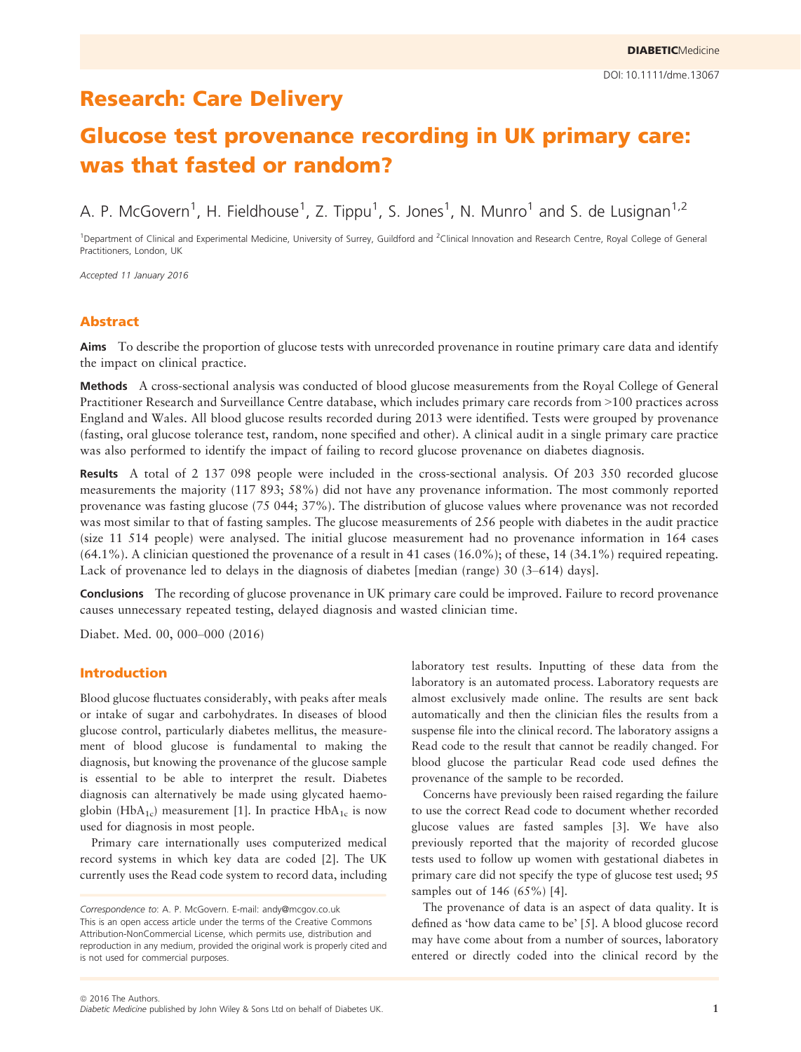Research: Care Delivery

# Glucose test provenance recording in UK primary care: was that fasted or random?

A. P. McGovern[1], H. Fieldhouse[1], Z. Tippu[1], S. Jones[1], N. Munro[1] and S. de Lusignan[1,2]

[1]Department of Clinical and Experimental Medicine, University of Surrey, Guildford and [2]Clinical Innovation and Research Centre, Royal College of General Practitioners, London, UK

*Accepted 11 January 2016*

## Abstract

**Aims** To describe the proportion of glucose tests with unrecorded provenance in routine primary care data and identify the impact on clinical practice.

**Methods** A cross-sectional analysis was conducted of blood glucose measurements from the Royal College of General Practitioner Research and Surveillance Centre database, which includes primary care records from >100 practices across England and Wales. All blood glucose results recorded during 2013 were identified. Tests were grouped by provenance (fasting, oral glucose tolerance test, random, none specified and other). A clinical audit in a single primary care practice was also performed to identify the impact of failing to record glucose provenance on diabetes diagnosis.

**Results** A total of 2 137 098 people were included in the cross-sectional analysis. Of 203 350 recorded glucose measurements the majority (117 893; 58%) did not have any provenance information. The most commonly reported provenance was fasting glucose (75 044; 37%). The distribution of glucose values where provenance was not recorded was most similar to that of fasting samples. The glucose measurements of 256 people with diabetes in the audit practice (size 11 514 people) were analysed. The initial glucose measurement had no provenance information in 164 cases (64.1%). A clinician questioned the provenance of a result in 41 cases (16.0%); of these, 14 (34.1%) required repeating. Lack of provenance led to delays in the diagnosis of diabetes [median (range) 30 (3–614) days].

**Conclusions** The recording of glucose provenance in UK primary care could be improved. Failure to record provenance causes unnecessary repeated testing, delayed diagnosis and wasted clinician time.

Diabet. Med. 00, 000–000 (2016)

## Introduction

Blood glucose fluctuates considerably, with peaks after meals or intake of sugar and carbohydrates. In diseases of blood glucose control, particularly diabetes mellitus, the measurement of blood glucose is fundamental to making the diagnosis, but knowing the provenance of the glucose sample is essential to be able to interpret the result. Diabetes diagnosis can alternatively be made using glycated haemoglobin ($HbA_{1c}$) measurement [1]. In practice $HbA_{1c}$ is now used for diagnosis in most people.

Primary care internationally uses computerized medical record systems in which key data are coded [2]. The UK currently uses the Read code system to record data, including laboratory test results. Inputting of these data from the laboratory is an automated process. Laboratory requests are almost exclusively made online. The results are sent back automatically and then the clinician files the results from a suspense file into the clinical record. The laboratory assigns a Read code to the result that cannot be readily changed. For blood glucose the particular Read code used defines the provenance of the sample to be recorded.

Concerns have previously been raised regarding the failure to use the correct Read code to document whether recorded glucose values are fasted samples [3]. We have also previously reported that the majority of recorded glucose tests used to follow up women with gestational diabetes in primary care did not specify the type of glucose test used; 95 samples out of 146 (65%) [4].

The provenance of data is an aspect of data quality. It is defined as 'how data came to be' [5]. A blood glucose record may have come about from a number of sources, laboratory entered or directly coded into the clinical record by the

*Correspondence to*: A. P. McGovern. E-mail: andy@mcgov.co.uk
This is an open access article under the terms of the Creative Commons Attribution-NonCommercial License, which permits use, distribution and reproduction in any medium, provided the original work is properly cited and is not used for commercial purposes.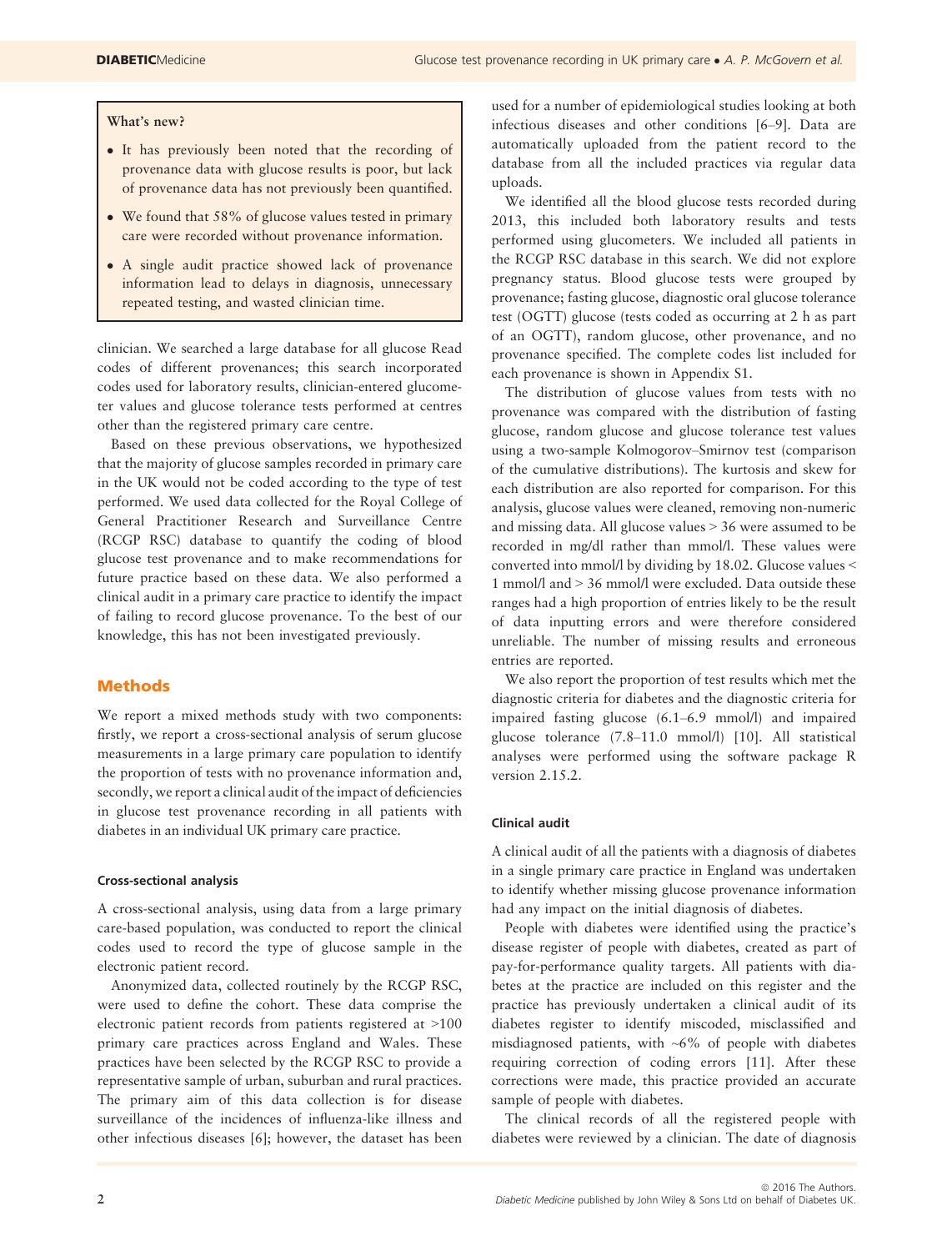**What's new?**

- It has previously been noted that the recording of provenance data with glucose results is poor, but lack of provenance data has not previously been quantified.
- We found that 58% of glucose values tested in primary care were recorded without provenance information.
- A single audit practice showed lack of provenance information lead to delays in diagnosis, unnecessary repeated testing, and wasted clinician time.

clinician. We searched a large database for all glucose Read codes of different provenances; this search incorporated codes used for laboratory results, clinician-entered glucometer values and glucose tolerance tests performed at centres other than the registered primary care centre.

Based on these previous observations, we hypothesized that the majority of glucose samples recorded in primary care in the UK would not be coded according to the type of test performed. We used data collected for the Royal College of General Practitioner Research and Surveillance Centre (RCGP RSC) database to quantify the coding of blood glucose test provenance and to make recommendations for future practice based on these data. We also performed a clinical audit in a primary care practice to identify the impact of failing to record glucose provenance. To the best of our knowledge, this has not been investigated previously.

## Methods

We report a mixed methods study with two components: firstly, we report a cross-sectional analysis of serum glucose measurements in a large primary care population to identify the proportion of tests with no provenance information and, secondly, we report a clinical audit of the impact of deficiencies in glucose test provenance recording in all patients with diabetes in an individual UK primary care practice.

### Cross-sectional analysis

A cross-sectional analysis, using data from a large primary care-based population, was conducted to report the clinical codes used to record the type of glucose sample in the electronic patient record.

Anonymized data, collected routinely by the RCGP RSC, were used to define the cohort. These data comprise the electronic patient records from patients registered at >100 primary care practices across England and Wales. These practices have been selected by the RCGP RSC to provide a representative sample of urban, suburban and rural practices. The primary aim of this data collection is for disease surveillance of the incidences of influenza-like illness and other infectious diseases [6]; however, the dataset has been used for a number of epidemiological studies looking at both infectious diseases and other conditions [6–9]. Data are automatically uploaded from the patient record to the database from all the included practices via regular data uploads.

We identified all the blood glucose tests recorded during 2013, this included both laboratory results and tests performed using glucometers. We included all patients in the RCGP RSC database in this search. We did not explore pregnancy status. Blood glucose tests were grouped by provenance; fasting glucose, diagnostic oral glucose tolerance test (OGTT) glucose (tests coded as occurring at 2 h as part of an OGTT), random glucose, other provenance, and no provenance specified. The complete codes list included for each provenance is shown in Appendix S1.

The distribution of glucose values from tests with no provenance was compared with the distribution of fasting glucose, random glucose and glucose tolerance test values using a two-sample Kolmogorov–Smirnov test (comparison of the cumulative distributions). The kurtosis and skew for each distribution are also reported for comparison. For this analysis, glucose values were cleaned, removing non-numeric and missing data. All glucose values > 36 were assumed to be recorded in mg/dl rather than mmol/l. These values were converted into mmol/l by dividing by 18.02. Glucose values < 1 mmol/l and > 36 mmol/l were excluded. Data outside these ranges had a high proportion of entries likely to be the result of data inputting errors and were therefore considered unreliable. The number of missing results and erroneous entries are reported.

We also report the proportion of test results which met the diagnostic criteria for diabetes and the diagnostic criteria for impaired fasting glucose (6.1–6.9 mmol/l) and impaired glucose tolerance (7.8–11.0 mmol/l) [10]. All statistical analyses were performed using the software package R version 2.15.2.

### Clinical audit

A clinical audit of all the patients with a diagnosis of diabetes in a single primary care practice in England was undertaken to identify whether missing glucose provenance information had any impact on the initial diagnosis of diabetes.

People with diabetes were identified using the practice's disease register of people with diabetes, created as part of pay-for-performance quality targets. All patients with diabetes at the practice are included on this register and the practice has previously undertaken a clinical audit of its diabetes register to identify miscoded, misclassified and misdiagnosed patients, with ~6% of people with diabetes requiring correction of coding errors [11]. After these corrections were made, this practice provided an accurate sample of people with diabetes.

The clinical records of all the registered people with diabetes were reviewed by a clinician. The date of diagnosis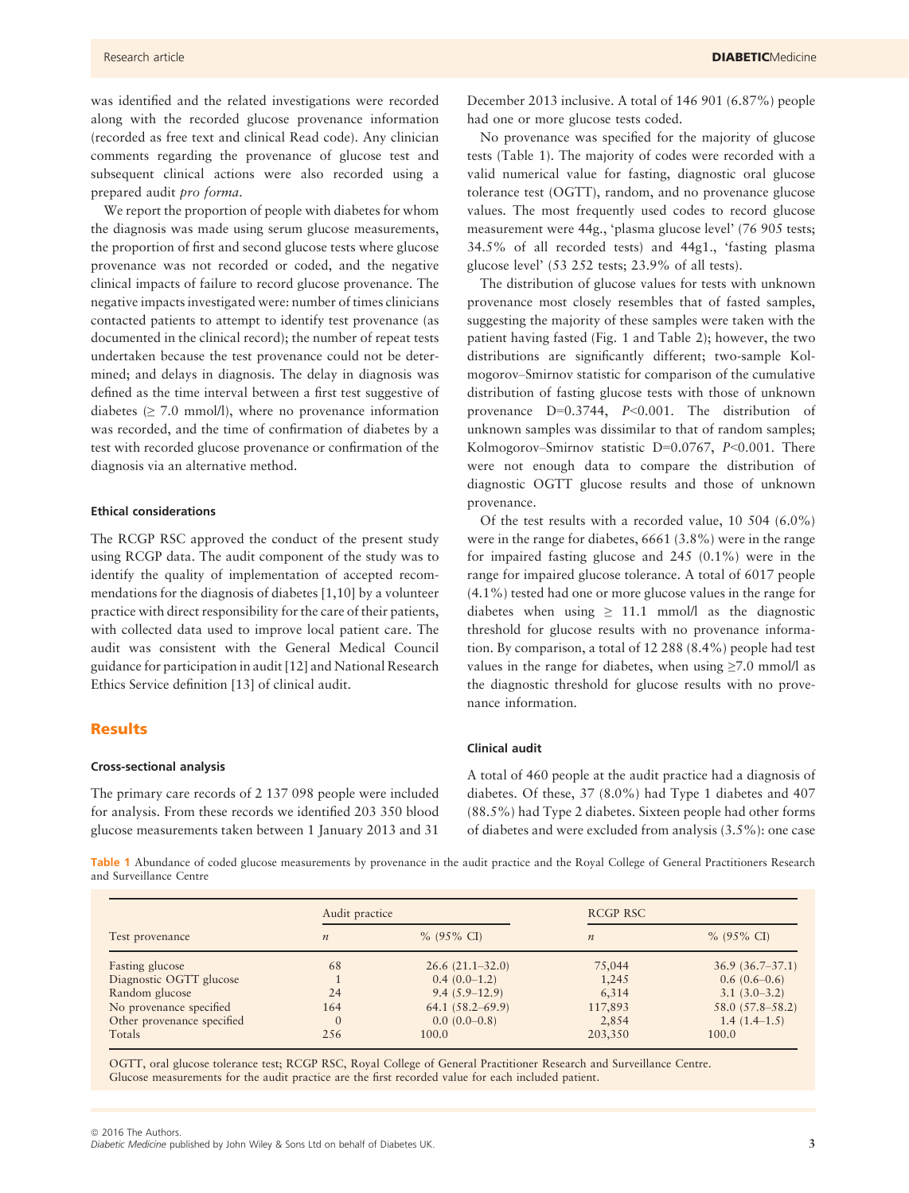was identified and the related investigations were recorded along with the recorded glucose provenance information (recorded as free text and clinical Read code). Any clinician comments regarding the provenance of glucose test and subsequent clinical actions were also recorded using a prepared audit *pro forma*.

We report the proportion of people with diabetes for whom the diagnosis was made using serum glucose measurements, the proportion of first and second glucose tests where glucose provenance was not recorded or coded, and the negative clinical impacts of failure to record glucose provenance. The negative impacts investigated were: number of times clinicians contacted patients to attempt to identify test provenance (as documented in the clinical record); the number of repeat tests undertaken because the test provenance could not be determined; and delays in diagnosis. The delay in diagnosis was defined as the time interval between a first test suggestive of diabetes (≥ 7.0 mmol/l), where no provenance information was recorded, and the time of confirmation of diabetes by a test with recorded glucose provenance or confirmation of the diagnosis via an alternative method.

#### Ethical considerations

The RCGP RSC approved the conduct of the present study using RCGP data. The audit component of the study was to identify the quality of implementation of accepted recommendations for the diagnosis of diabetes [1,10] by a volunteer practice with direct responsibility for the care of their patients, with collected data used to improve local patient care. The audit was consistent with the General Medical Council guidance for participation in audit [12] and National Research Ethics Service definition [13] of clinical audit.

## Results

#### Cross-sectional analysis

The primary care records of 2 137 098 people were included for analysis. From these records we identified 203 350 blood glucose measurements taken between 1 January 2013 and 31 December 2013 inclusive. A total of 146 901 (6.87%) people had one or more glucose tests coded.

No provenance was specified for the majority of glucose tests (Table 1). The majority of codes were recorded with a valid numerical value for fasting, diagnostic oral glucose tolerance test (OGTT), random, and no provenance glucose values. The most frequently used codes to record glucose measurement were 44g., 'plasma glucose level' (76 905 tests; 34.5% of all recorded tests) and 44g1., 'fasting plasma glucose level' (53 252 tests; 23.9% of all tests).

The distribution of glucose values for tests with unknown provenance most closely resembles that of fasted samples, suggesting the majority of these samples were taken with the patient having fasted (Fig. 1 and Table 2); however, the two distributions are significantly different; two-sample Kolmogorov–Smirnov statistic for comparison of the cumulative distribution of fasting glucose tests with those of unknown provenance $D=0.3744$, $P<0.001$. The distribution of unknown samples was dissimilar to that of random samples; Kolmogorov–Smirnov statistic $D=0.0767$, $P<0.001$. There were not enough data to compare the distribution of diagnostic OGTT glucose results and those of unknown provenance.

Of the test results with a recorded value, 10 504 (6.0%) were in the range for diabetes, 6661 (3.8%) were in the range for impaired fasting glucose and 245 (0.1%) were in the range for impaired glucose tolerance. A total of 6017 people (4.1%) tested had one or more glucose values in the range for diabetes when using ≥ 11.1 mmol/l as the diagnostic threshold for glucose results with no provenance information. By comparison, a total of 12 288 (8.4%) people had test values in the range for diabetes, when using ≥7.0 mmol/l as the diagnostic threshold for glucose results with no provenance information.

#### Clinical audit

A total of 460 people at the audit practice had a diagnosis of diabetes. Of these, 37 (8.0%) had Type 1 diabetes and 407 (88.5%) had Type 2 diabetes. Sixteen people had other forms of diabetes and were excluded from analysis (3.5%): one case

**Table 1** Abundance of coded glucose measurements by provenance in the audit practice and the Royal College of General Practitioners Research and Surveillance Centre

| Test provenance | Audit practice | | RCGP RSC | |
|---|---|---|---|---|
| | *n* | % (95% CI) | *n* | % (95% CI) |
| Fasting glucose | 68 | 26.6 (21.1–32.0) | 75,044 | 36.9 (36.7–37.1) |
| Diagnostic OGTT glucose | 1 | 0.4 (0.0–1.2) | 1,245 | 0.6 (0.6–0.6) |
| Random glucose | 24 | 9.4 (5.9–12.9) | 6,314 | 3.1 (3.0–3.2) |
| No provenance specified | 164 | 64.1 (58.2–69.9) | 117,893 | 58.0 (57.8–58.2) |
| Other provenance specified | 0 | 0.0 (0.0–0.8) | 2,854 | 1.4 (1.4–1.5) |
| Totals | 256 | 100.0 | 203,350 | 100.0 |

OGTT, oral glucose tolerance test; RCGP RSC, Royal College of General Practitioner Research and Surveillance Centre.
Glucose measurements for the audit practice are the first recorded value for each included patient.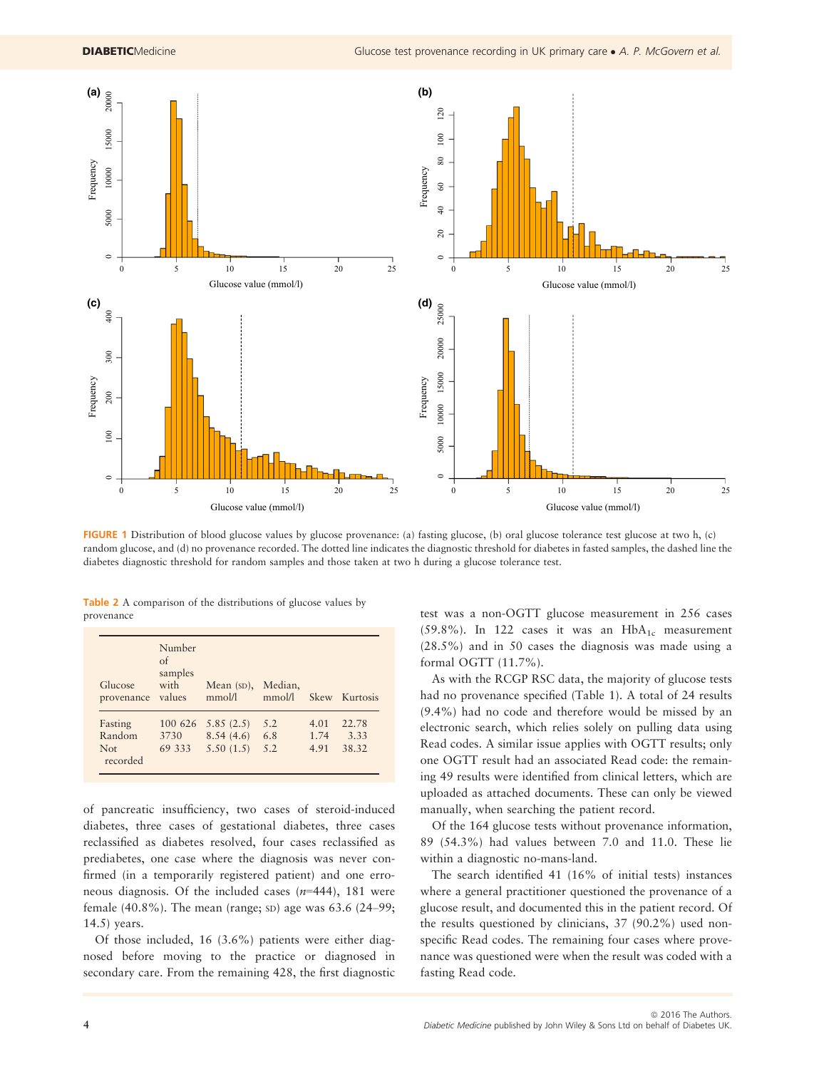FIGURE 1 Distribution of blood glucose values by glucose provenance: (a) fasting glucose, (b) oral glucose tolerance test glucose at two h, (c) random glucose, and (d) no provenance recorded. The dotted line indicates the diagnostic threshold for diabetes in fasted samples, the dashed line the diabetes diagnostic threshold for random samples and those taken at two h during a glucose tolerance test.

Table 2 A comparison of the distributions of glucose values by provenance

| Glucose provenance | Number of samples with values | Mean (SD), mmol/l | Median, mmol/l | Skew | Kurtosis |
|---|---|---|---|---|---|
| Fasting | 100 626 | 5.85 (2.5) | 5.2 | 4.01 | 22.78 |
| Random | 3730 | 8.54 (4.6) | 6.8 | 1.74 | 3.33 |
| Not recorded | 69 333 | 5.50 (1.5) | 5.2 | 4.91 | 38.32 |

of pancreatic insufficiency, two cases of steroid-induced diabetes, three cases of gestational diabetes, three cases reclassified as diabetes resolved, four cases reclassified as prediabetes, one case where the diagnosis was never confirmed (in a temporarily registered patient) and one erroneous diagnosis. Of the included cases ($n$=444), 181 were female (40.8%). The mean (range; SD) age was 63.6 (24–99; 14.5) years.

Of those included, 16 (3.6%) patients were either diagnosed before moving to the practice or diagnosed in secondary care. From the remaining 428, the first diagnostic test was a non-OGTT glucose measurement in 256 cases (59.8%). In 122 cases it was an $HbA_{1c}$ measurement (28.5%) and in 50 cases the diagnosis was made using a formal OGTT (11.7%).

As with the RCGP RSC data, the majority of glucose tests had no provenance specified (Table 1). A total of 24 results (9.4%) had no code and therefore would be missed by an electronic search, which relies solely on pulling data using Read codes. A similar issue applies with OGTT results; only one OGTT result had an associated Read code: the remaining 49 results were identified from clinical letters, which are uploaded as attached documents. These can only be viewed manually, when searching the patient record.

Of the 164 glucose tests without provenance information, 89 (54.3%) had values between 7.0 and 11.0. These lie within a diagnostic no-mans-land.

The search identified 41 (16% of initial tests) instances where a general practitioner questioned the provenance of a glucose result, and documented this in the patient record. Of the results questioned by clinicians, 37 (90.2%) used non-specific Read codes. The remaining four cases where provenance was questioned were when the result was coded with a fasting Read code.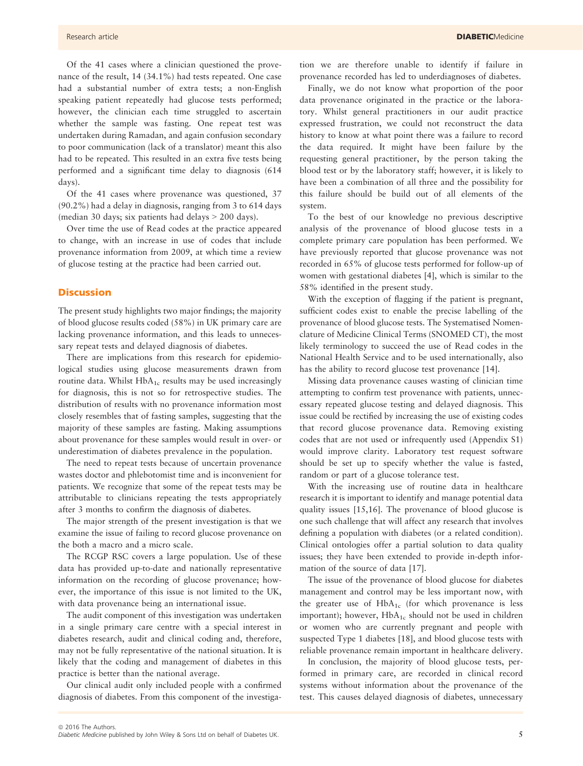Of the 41 cases where a clinician questioned the provenance of the result, 14 (34.1%) had tests repeated. One case had a substantial number of extra tests; a non-English speaking patient repeatedly had glucose tests performed; however, the clinician each time struggled to ascertain whether the sample was fasting. One repeat test was undertaken during Ramadan, and again confusion secondary to poor communication (lack of a translator) meant this also had to be repeated. This resulted in an extra five tests being performed and a significant time delay to diagnosis (614 days).

Of the 41 cases where provenance was questioned, 37 (90.2%) had a delay in diagnosis, ranging from 3 to 614 days (median 30 days; six patients had delays > 200 days).

Over time the use of Read codes at the practice appeared to change, with an increase in use of codes that include provenance information from 2009, at which time a review of glucose testing at the practice had been carried out.

## Discussion

The present study highlights two major findings; the majority of blood glucose results coded (58%) in UK primary care are lacking provenance information, and this leads to unnecessary repeat tests and delayed diagnosis of diabetes.

There are implications from this research for epidemiological studies using glucose measurements drawn from routine data. Whilst $HbA_{1c}$ results may be used increasingly for diagnosis, this is not so for retrospective studies. The distribution of results with no provenance information most closely resembles that of fasting samples, suggesting that the majority of these samples are fasting. Making assumptions about provenance for these samples would result in over- or underestimation of diabetes prevalence in the population.

The need to repeat tests because of uncertain provenance wastes doctor and phlebotomist time and is inconvenient for patients. We recognize that some of the repeat tests may be attributable to clinicians repeating the tests appropriately after 3 months to confirm the diagnosis of diabetes.

The major strength of the present investigation is that we examine the issue of failing to record glucose provenance on the both a macro and a micro scale.

The RCGP RSC covers a large population. Use of these data has provided up-to-date and nationally representative information on the recording of glucose provenance; however, the importance of this issue is not limited to the UK, with data provenance being an international issue.

The audit component of this investigation was undertaken in a single primary care centre with a special interest in diabetes research, audit and clinical coding and, therefore, may not be fully representative of the national situation. It is likely that the coding and management of diabetes in this practice is better than the national average.

Our clinical audit only included people with a confirmed diagnosis of diabetes. From this component of the investigation we are therefore unable to identify if failure in provenance recorded has led to underdiagnoses of diabetes.

Finally, we do not know what proportion of the poor data provenance originated in the practice or the laboratory. Whilst general practitioners in our audit practice expressed frustration, we could not reconstruct the data history to know at what point there was a failure to record the data required. It might have been failure by the requesting general practitioner, by the person taking the blood test or by the laboratory staff; however, it is likely to have been a combination of all three and the possibility for this failure should be build out of all elements of the system.

To the best of our knowledge no previous descriptive analysis of the provenance of blood glucose tests in a complete primary care population has been performed. We have previously reported that glucose provenance was not recorded in 65% of glucose tests performed for follow-up of women with gestational diabetes [4], which is similar to the 58% identified in the present study.

With the exception of flagging if the patient is pregnant, sufficient codes exist to enable the precise labelling of the provenance of blood glucose tests. The Systematised Nomenclature of Medicine Clinical Terms (SNOMED CT), the most likely terminology to succeed the use of Read codes in the National Health Service and to be used internationally, also has the ability to record glucose test provenance [14].

Missing data provenance causes wasting of clinician time attempting to confirm test provenance with patients, unnecessary repeated glucose testing and delayed diagnosis. This issue could be rectified by increasing the use of existing codes that record glucose provenance data. Removing existing codes that are not used or infrequently used (Appendix S1) would improve clarity. Laboratory test request software should be set up to specify whether the value is fasted, random or part of a glucose tolerance test.

With the increasing use of routine data in healthcare research it is important to identify and manage potential data quality issues [15,16]. The provenance of blood glucose is one such challenge that will affect any research that involves defining a population with diabetes (or a related condition). Clinical ontologies offer a partial solution to data quality issues; they have been extended to provide in-depth information of the source of data [17].

The issue of the provenance of blood glucose for diabetes management and control may be less important now, with the greater use of $HbA_{1c}$ (for which provenance is less important); however, $HbA_{1c}$ should not be used in children or women who are currently pregnant and people with suspected Type 1 diabetes [18], and blood glucose tests with reliable provenance remain important in healthcare delivery.

In conclusion, the majority of blood glucose tests, performed in primary care, are recorded in clinical record systems without information about the provenance of the test. This causes delayed diagnosis of diabetes, unnecessary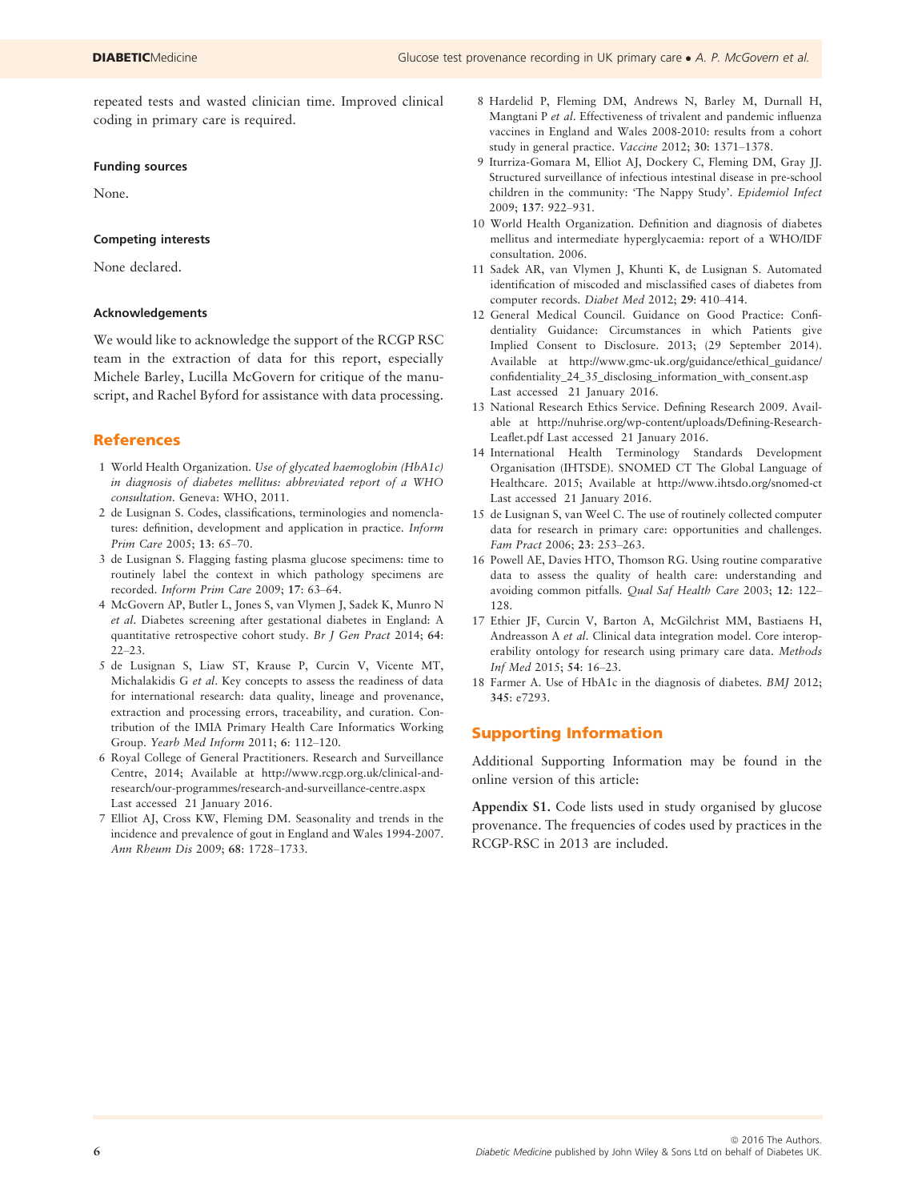repeated tests and wasted clinician time. Improved clinical coding in primary care is required.

### Funding sources

None.

### Competing interests

None declared.

### Acknowledgements

We would like to acknowledge the support of the RCGP RSC team in the extraction of data for this report, especially Michele Barley, Lucilla McGovern for critique of the manuscript, and Rachel Byford for assistance with data processing.

## References

1 World Health Organization. *Use of glycated haemoglobin (HbA1c) in diagnosis of diabetes mellitus: abbreviated report of a WHO consultation.* Geneva: WHO, 2011.

2 de Lusignan S. Codes, classifications, terminologies and nomenclatures: definition, development and application in practice. *Inform Prim Care* 2005; **13**: 65–70.

3 de Lusignan S. Flagging fasting plasma glucose specimens: time to routinely label the context in which pathology specimens are recorded. *Inform Prim Care* 2009; **17**: 63–64.

4 McGovern AP, Butler L, Jones S, van Vlymen J, Sadek K, Munro N *et al*. Diabetes screening after gestational diabetes in England: A quantitative retrospective cohort study. *Br J Gen Pract* 2014; **64**: 22–23.

5 de Lusignan S, Liaw ST, Krause P, Curcin V, Vicente MT, Michalakidis G *et al*. Key concepts to assess the readiness of data for international research: data quality, lineage and provenance, extraction and processing errors, traceability, and curation. Contribution of the IMIA Primary Health Care Informatics Working Group. *Yearb Med Inform* 2011; **6**: 112–120.

6 Royal College of General Practitioners. Research and Surveillance Centre, 2014; Available at http://www.rcgp.org.uk/clinical-and-research/our-programmes/research-and-surveillance-centre.aspx Last accessed 21 January 2016.

7 Elliot AJ, Cross KW, Fleming DM. Seasonality and trends in the incidence and prevalence of gout in England and Wales 1994-2007. *Ann Rheum Dis* 2009; **68**: 1728–1733.

8 Hardelid P, Fleming DM, Andrews N, Barley M, Durnall H, Mangtani P *et al*. Effectiveness of trivalent and pandemic influenza vaccines in England and Wales 2008-2010: results from a cohort study in general practice. *Vaccine* 2012; **30**: 1371–1378.

9 Iturriza-Gomara M, Elliot AJ, Dockery C, Fleming DM, Gray JJ. Structured surveillance of infectious intestinal disease in pre-school children in the community: 'The Nappy Study'. *Epidemiol Infect* 2009; **137**: 922–931.

10 World Health Organization. Definition and diagnosis of diabetes mellitus and intermediate hyperglycaemia: report of a WHO/IDF consultation. 2006.

11 Sadek AR, van Vlymen J, Khunti K, de Lusignan S. Automated identification of miscoded and misclassified cases of diabetes from computer records. *Diabet Med* 2012; **29**: 410–414.

12 General Medical Council. Guidance on Good Practice: Confidentiality Guidance: Circumstances in which Patients give Implied Consent to Disclosure. 2013; (29 September 2014). Available at http://www.gmc-uk.org/guidance/ethical_guidance/confidentiality_24_35_disclosing_information_with_consent.asp Last accessed 21 January 2016.

13 National Research Ethics Service. Defining Research 2009. Available at http://nuhrise.org/wp-content/uploads/Defining-Research-Leaflet.pdf Last accessed 21 January 2016.

14 International Health Terminology Standards Development Organisation (IHTSDE). SNOMED CT The Global Language of Healthcare. 2015; Available at http://www.ihtsdo.org/snomed-ct Last accessed 21 January 2016.

15 de Lusignan S, van Weel C. The use of routinely collected computer data for research in primary care: opportunities and challenges. *Fam Pract* 2006; **23**: 253–263.

16 Powell AE, Davies HTO, Thomson RG. Using routine comparative data to assess the quality of health care: understanding and avoiding common pitfalls. *Qual Saf Health Care* 2003; **12**: 122–128.

17 Ethier JF, Curcin V, Barton A, McGilchrist MM, Bastiaens H, Andreasson A *et al*. Clinical data integration model. Core interoperability ontology for research using primary care data. *Methods Inf Med* 2015; **54**: 16–23.

18 Farmer A. Use of HbA1c in the diagnosis of diabetes. *BMJ* 2012; **345**: e7293.

## Supporting Information

Additional Supporting Information may be found in the online version of this article:

**Appendix S1.** Code lists used in study organised by glucose provenance. The frequencies of codes used by practices in the RCGP-RSC in 2013 are included.